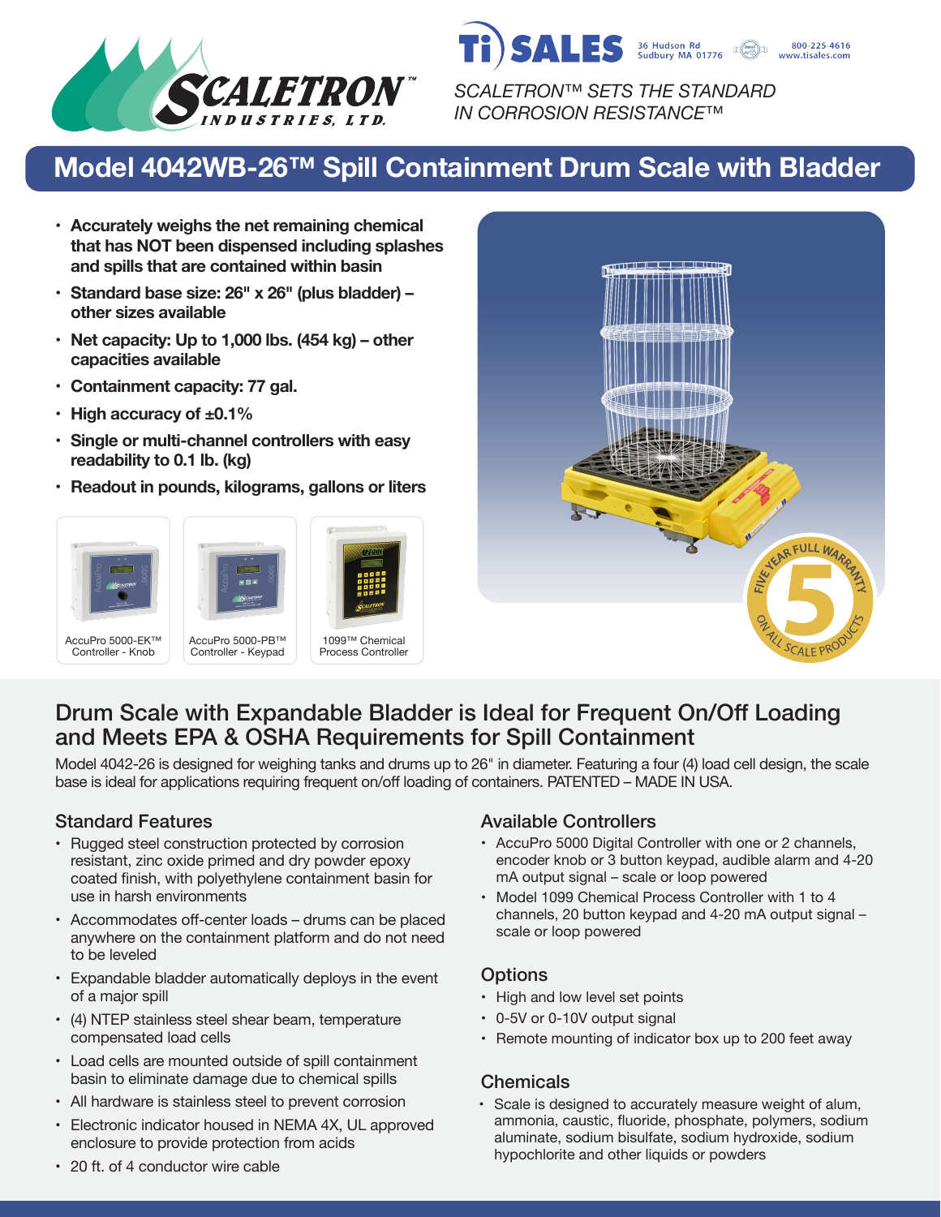SCALETRON™ INDUSTRIES, LTD.

Ti SALES 36 Hudson Rd Sudbury MA 01776 800-225-4616 www.tisales.com

*SCALETRON™ SETS THE STANDARD IN CORROSION RESISTANCE™*

# Model 4042WB-26™ Spill Containment Drum Scale with Bladder

- **Accurately weighs the net remaining chemical that has NOT been dispensed including splashes and spills that are contained within basin**
- **Standard base size: 26" x 26" (plus bladder) – other sizes available**
- **Net capacity: Up to 1,000 lbs. (454 kg) – other capacities available**
- **Containment capacity: 77 gal.**
- **High accuracy of ±0.1%**
- **Single or multi-channel controllers with easy readability to 0.1 lb. (kg)**
- **Readout in pounds, kilograms, gallons or liters**

AccuPro 5000-EK™ Controller - Knob

AccuPro 5000-PB™ Controller - Keypad

1099™ Chemical Process Controller

FIVE YEAR FULL WARRANTY 5 ON ALL SCALE PRODUCTS

## Drum Scale with Expandable Bladder is Ideal for Frequent On/Off Loading and Meets EPA & OSHA Requirements for Spill Containment

Model 4042-26 is designed for weighing tanks and drums up to 26" in diameter. Featuring a four (4) load cell design, the scale base is ideal for applications requiring frequent on/off loading of containers. PATENTED – MADE IN USA.

### Standard Features

- Rugged steel construction protected by corrosion resistant, zinc oxide primed and dry powder epoxy coated finish, with polyethylene containment basin for use in harsh environments
- Accommodates off-center loads – drums can be placed anywhere on the containment platform and do not need to be leveled
- Expandable bladder automatically deploys in the event of a major spill
- (4) NTEP stainless steel shear beam, temperature compensated load cells
- Load cells are mounted outside of spill containment basin to eliminate damage due to chemical spills
- All hardware is stainless steel to prevent corrosion
- Electronic indicator housed in NEMA 4X, UL approved enclosure to provide protection from acids
- 20 ft. of 4 conductor wire cable

### Available Controllers

- AccuPro 5000 Digital Controller with one or 2 channels, encoder knob or 3 button keypad, audible alarm and 4-20 mA output signal – scale or loop powered
- Model 1099 Chemical Process Controller with 1 to 4 channels, 20 button keypad and 4-20 mA output signal – scale or loop powered

### Options

- High and low level set points
- 0-5V or 0-10V output signal
- Remote mounting of indicator box up to 200 feet away

### Chemicals

- Scale is designed to accurately measure weight of alum, ammonia, caustic, fluoride, phosphate, polymers, sodium aluminate, sodium bisulfate, sodium hydroxide, sodium hypochlorite and other liquids or powders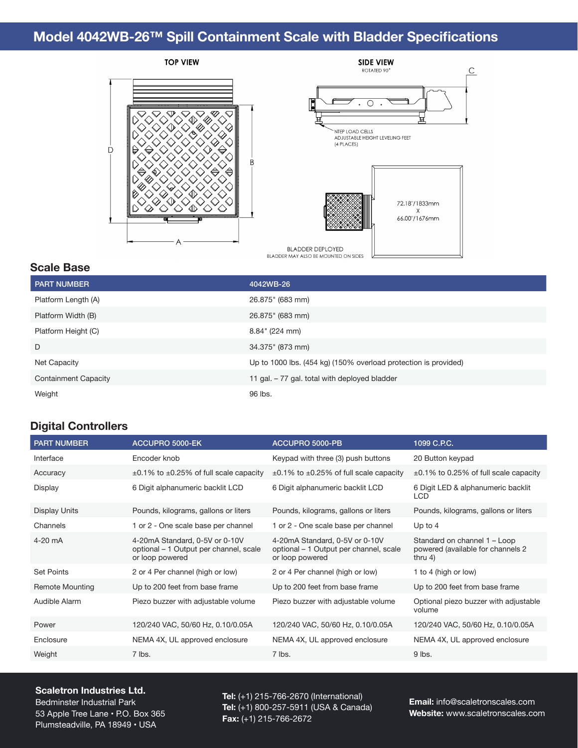# Model 4042WB-26™ Spill Containment Scale with Bladder Specifications

TOP VIEW

D

B

A

SIDE VIEW
ROTATED 90°

C

NTEP LOAD CELLS
ADJUSTABLE HEIGHT LEVELING FEET
(4 PLACES)

72.18"/1833mm
X
66.00"/1676mm

BLADDER DEPLOYED
BLADDER MAY ALSO BE MOUNTED ON SIDES

## Scale Base

| PART NUMBER | 4042WB-26 |
|---|---|
| Platform Length (A) | 26.875" (683 mm) |
| Platform Width (B) | 26.875" (683 mm) |
| Platform Height (C) | 8.84" (224 mm) |
| D | 34.375" (873 mm) |
| Net Capacity | Up to 1000 lbs. (454 kg) (150% overload protection is provided) |
| Containment Capacity | 11 gal. – 77 gal. total with deployed bladder |
| Weight | 96 lbs. |

## Digital Controllers

| PART NUMBER | ACCUPRO 5000-EK | ACCUPRO 5000-PB | 1099 C.P.C. |
|---|---|---|---|
| Interface | Encoder knob | Keypad with three (3) push buttons | 20 Button keypad |
| Accuracy | ±0.1% to ±0.25% of full scale capacity | ±0.1% to ±0.25% of full scale capacity | ±0.1% to 0.25% of full scale capacity |
| Display | 6 Digit alphanumeric backlit LCD | 6 Digit alphanumeric backlit LCD | 6 Digit LED & alphanumeric backlit LCD |
| Display Units | Pounds, kilograms, gallons or liters | Pounds, kilograms, gallons or liters | Pounds, kilograms, gallons or liters |
| Channels | 1 or 2 - One scale base per channel | 1 or 2 - One scale base per channel | Up to 4 |
| 4-20 mA | 4-20mA Standard, 0-5V or 0-10V optional – 1 Output per channel, scale or loop powered | 4-20mA Standard, 0-5V or 0-10V optional – 1 Output per channel, scale or loop powered | Standard on channel 1 – Loop powered (available for channels 2 thru 4) |
| Set Points | 2 or 4 Per channel (high or low) | 2 or 4 Per channel (high or low) | 1 to 4 (high or low) |
| Remote Mounting | Up to 200 feet from base frame | Up to 200 feet from base frame | Up to 200 feet from base frame |
| Audible Alarm | Piezo buzzer with adjustable volume | Piezo buzzer with adjustable volume | Optional piezo buzzer with adjustable volume |
| Power | 120/240 VAC, 50/60 Hz, 0.10/0.05A | 120/240 VAC, 50/60 Hz, 0.10/0.05A | 120/240 VAC, 50/60 Hz, 0.10/0.05A |
| Enclosure | NEMA 4X, UL approved enclosure | NEMA 4X, UL approved enclosure | NEMA 4X, UL approved enclosure |
| Weight | 7 lbs. | 7 lbs. | 9 lbs. |

**Scaletron Industries Ltd.**
Bedminster Industrial Park
53 Apple Tree Lane • P.O. Box 365
Plumsteadville, PA 18949 • USA

**Tel:** (+1) 215-766-2670 (International)
**Tel:** (+1) 800-257-5911 (USA & Canada)
**Fax:** (+1) 215-766-2672

**Email:** info@scaletronscales.com
**Website:** www.scaletronscales.com